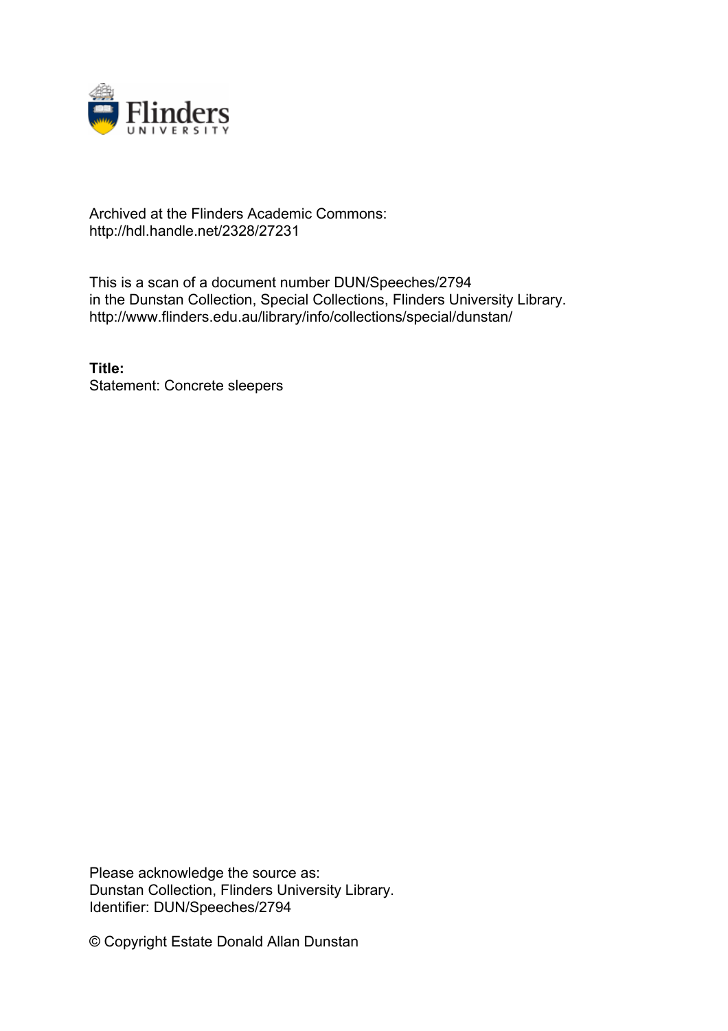Archived at the Flinders Academic Commons:
http://hdl.handle.net/2328/27231

This is a scan of a document number DUN/Speeches/2794
in the Dunstan Collection, Special Collections, Flinders University Library.
http://www.flinders.edu.au/library/info/collections/special/dunstan/

**Title:**
Statement: Concrete sleepers

Please acknowledge the source as:
Dunstan Collection, Flinders University Library.
Identifier: DUN/Speeches/2794

© Copyright Estate Donald Allan Dunstan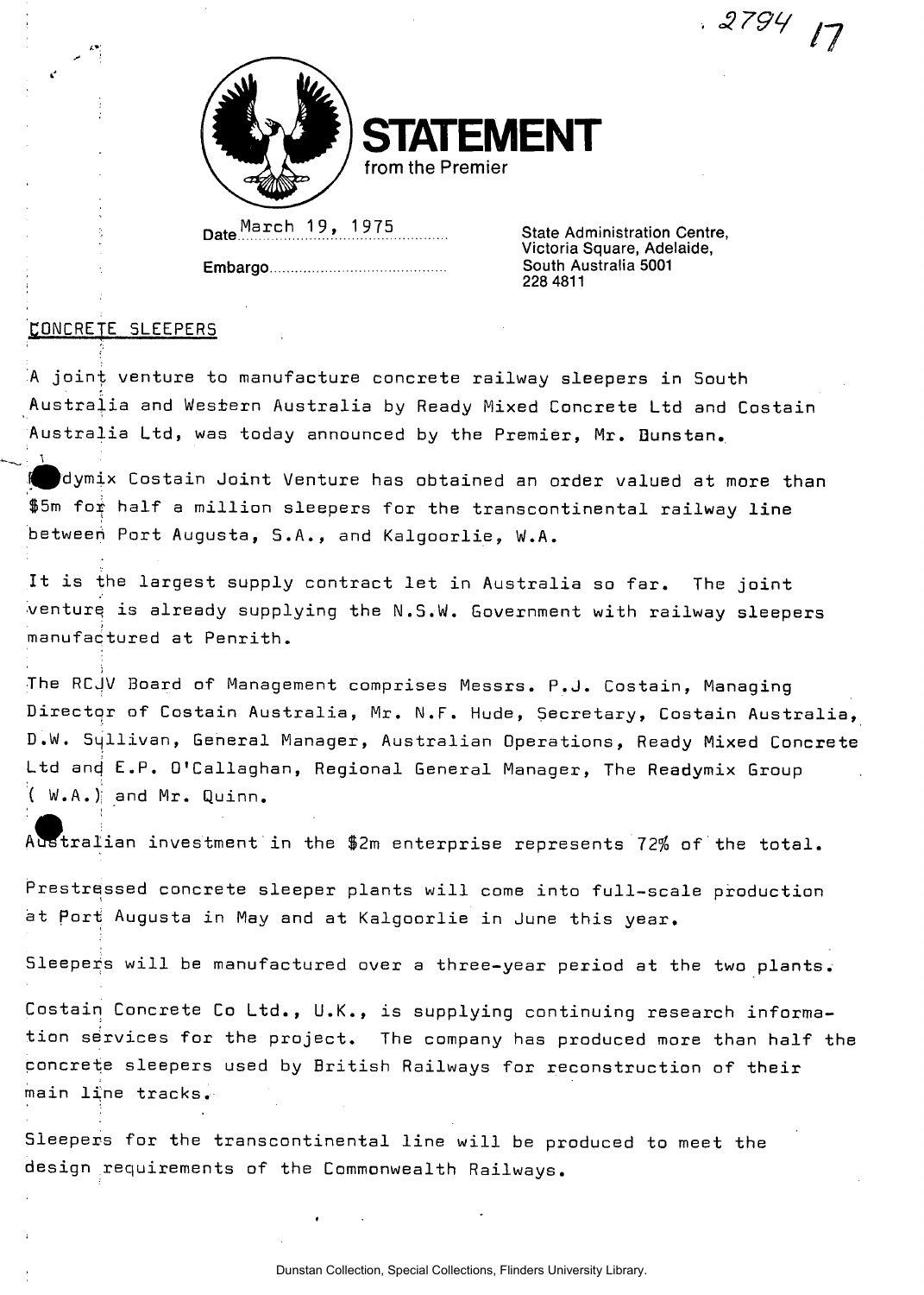. 2794 17

# STATEMENT
from the Premier

Date March 19, 1975

Embargo..........................................

State Administration Centre,
Victoria Square, Adelaide,
South Australia 5001
228 4811

## CONCRETE SLEEPERS

A joint venture to manufacture concrete railway sleepers in South Australia and Western Australia by Ready Mixed Concrete Ltd and Costain Australia Ltd, was today announced by the Premier, Mr. Dunstan.

Readymix Costain Joint Venture has obtained an order valued at more than $5m for half a million sleepers for the transcontinental railway line between Port Augusta, S.A., and Kalgoorlie, W.A.

It is the largest supply contract let in Australia so far. The joint venture is already supplying the N.S.W. Government with railway sleepers manufactured at Penrith.

The RCJV Board of Management comprises Messrs. P.J. Costain, Managing Director of Costain Australia, Mr. N.F. Hude, Secretary, Costain Australia, D.W. Sullivan, General Manager, Australian Operations, Ready Mixed Concrete Ltd and E.P. O'Callaghan, Regional General Manager, The Readymix Group (W.A.) and Mr. Quinn.

Australian investment in the $2m enterprise represents 72% of the total.

Prestressed concrete sleeper plants will come into full-scale production at Port Augusta in May and at Kalgoorlie in June this year.

Sleepers will be manufactured over a three-year period at the two plants.

Costain Concrete Co Ltd., U.K., is supplying continuing research information services for the project. The company has produced more than half the concrete sleepers used by British Railways for reconstruction of their main line tracks.

Sleepers for the transcontinental line will be produced to meet the design requirements of the Commonwealth Railways.

Dunstan Collection, Special Collections, Flinders University Library.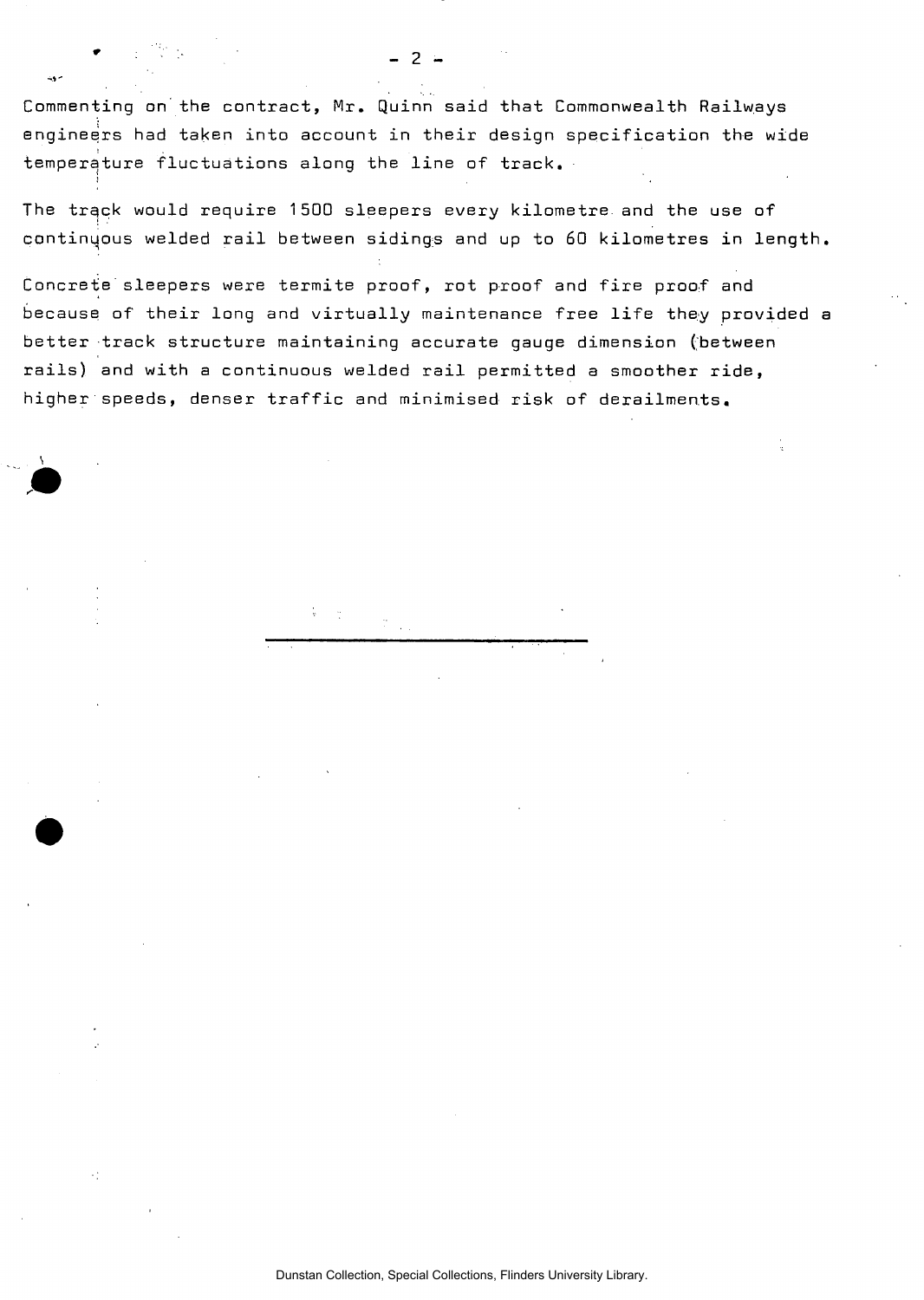Commenting on the contract, Mr. Quinn said that Commonwealth Railways engineers had taken into account in their design specification the wide temperature fluctuations along the line of track.

The track would require 1500 sleepers every kilometre and the use of continuous welded rail between sidings and up to 60 kilometres in length.

Concrete sleepers were termite proof, rot proof and fire proof and because of their long and virtually maintenance free life they provided a better track structure maintaining accurate gauge dimension (between rails) and with a continuous welded rail permitted a smoother ride, higher speeds, denser traffic and minimised risk of derailments.

---

Dunstan Collection, Special Collections, Flinders University Library.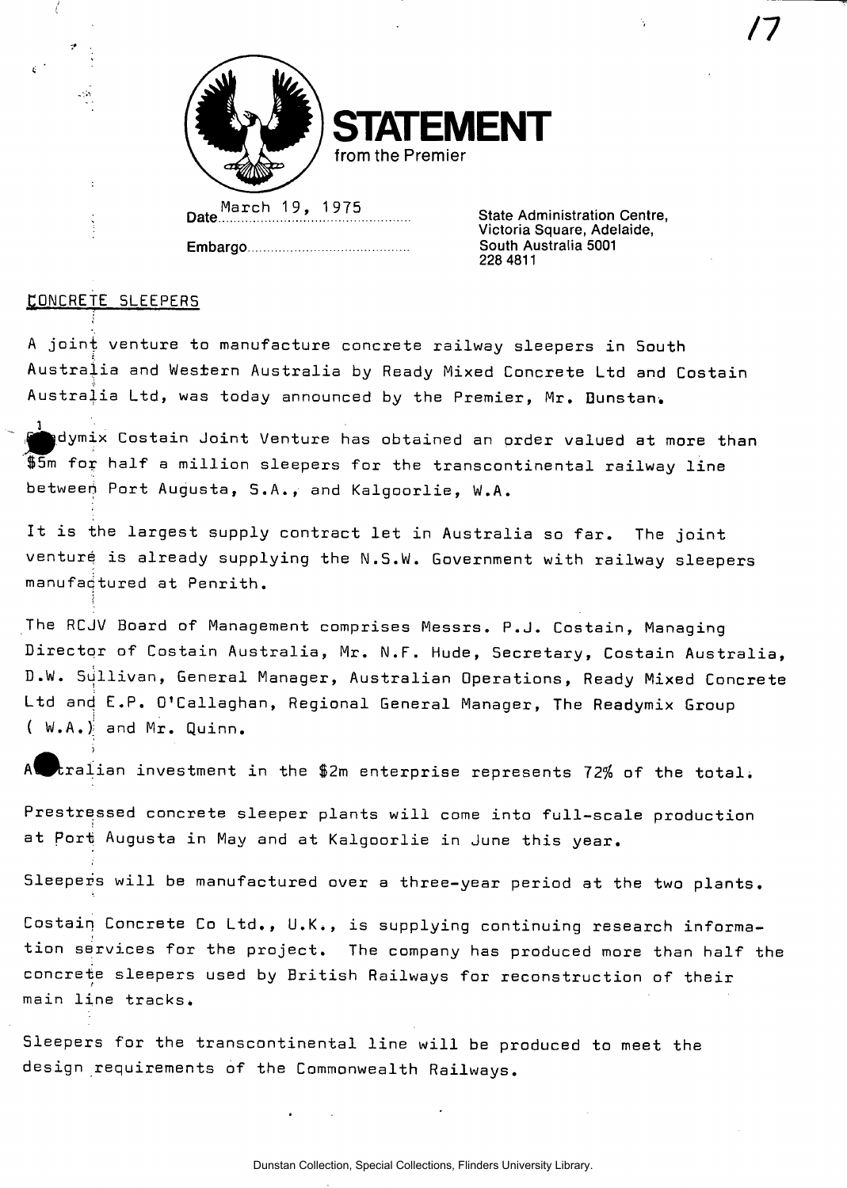# STATEMENT

from the Premier

Date March 19, 1975

Embargo..........................................

State Administration Centre,
Victoria Square, Adelaide,
South Australia 5001
228 4811

## CONCRETE SLEEPERS

A joint venture to manufacture concrete railway sleepers in South Australia and Western Australia by Ready Mixed Concrete Ltd and Costain Australia Ltd, was today announced by the Premier, Mr. Dunstan.

Readymix Costain Joint Venture has obtained an order valued at more than $5m for half a million sleepers for the transcontinental railway line between Port Augusta, S.A., and Kalgoorlie, W.A.

It is the largest supply contract let in Australia so far. The joint venture is already supplying the N.S.W. Government with railway sleepers manufactured at Penrith.

The RCJV Board of Management comprises Messrs. P.J. Costain, Managing Director of Costain Australia, Mr. N.F. Hude, Secretary, Costain Australia, D.W. Sullivan, General Manager, Australian Operations, Ready Mixed Concrete Ltd and E.P. O'Callaghan, Regional General Manager, The Readymix Group ( W.A.) and Mr. Quinn.

Australian investment in the $2m enterprise represents 72% of the total.

Prestressed concrete sleeper plants will come into full-scale production at Port Augusta in May and at Kalgoorlie in June this year.

Sleepers will be manufactured over a three-year period at the two plants.

Costain Concrete Co Ltd., U.K., is supplying continuing research information services for the project. The company has produced more than half the concrete sleepers used by British Railways for reconstruction of their main line tracks.

Sleepers for the transcontinental line will be produced to meet the design requirements of the Commonwealth Railways.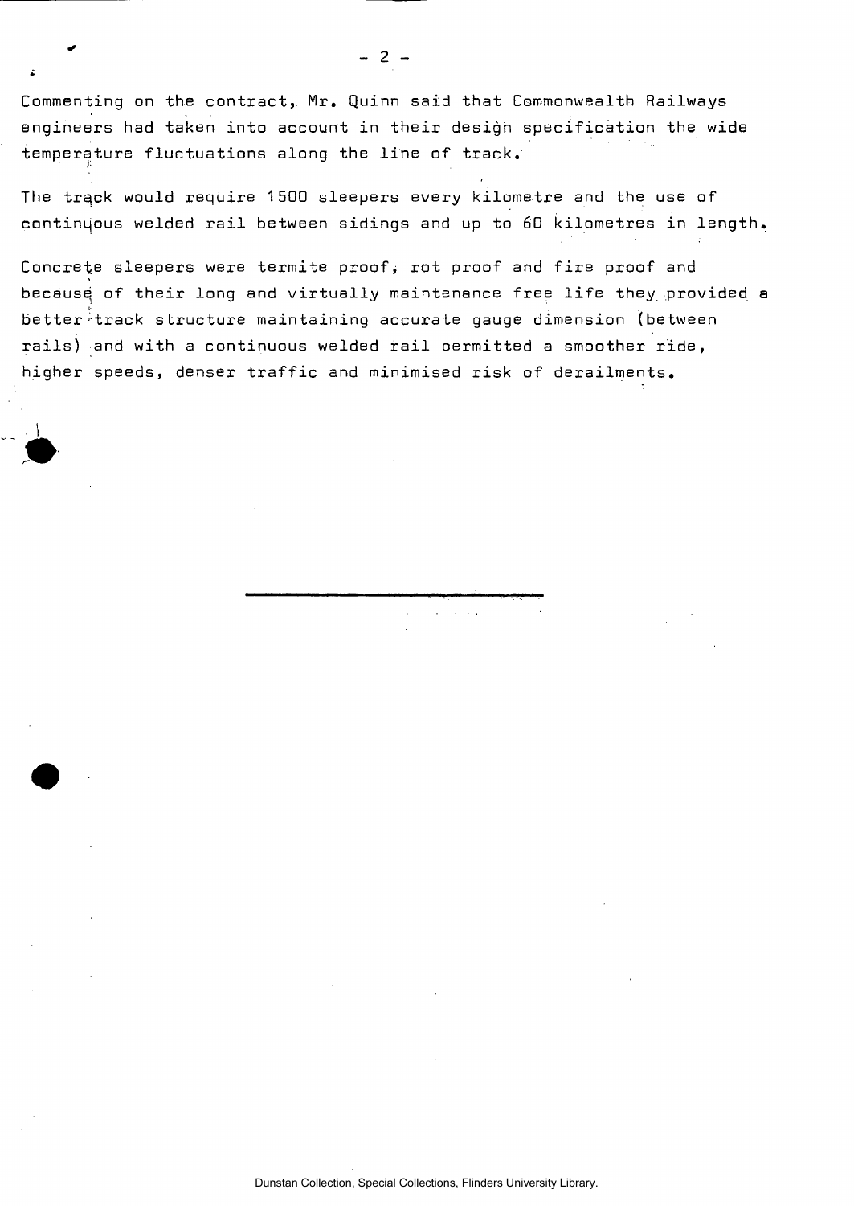Commenting on the contract, Mr. Quinn said that Commonwealth Railways engineers had taken into account in their design specification the wide temperature fluctuations along the line of track.

The track would require 1500 sleepers every kilometre and the use of continuous welded rail between sidings and up to 60 kilometres in length.

Concrete sleepers were termite proof, rot proof and fire proof and because of their long and virtually maintenance free life they provided a better track structure maintaining accurate gauge dimension (between rails) and with a continuous welded rail permitted a smoother ride, higher speeds, denser traffic and minimised risk of derailments.

---

Dunstan Collection, Special Collections, Flinders University Library.